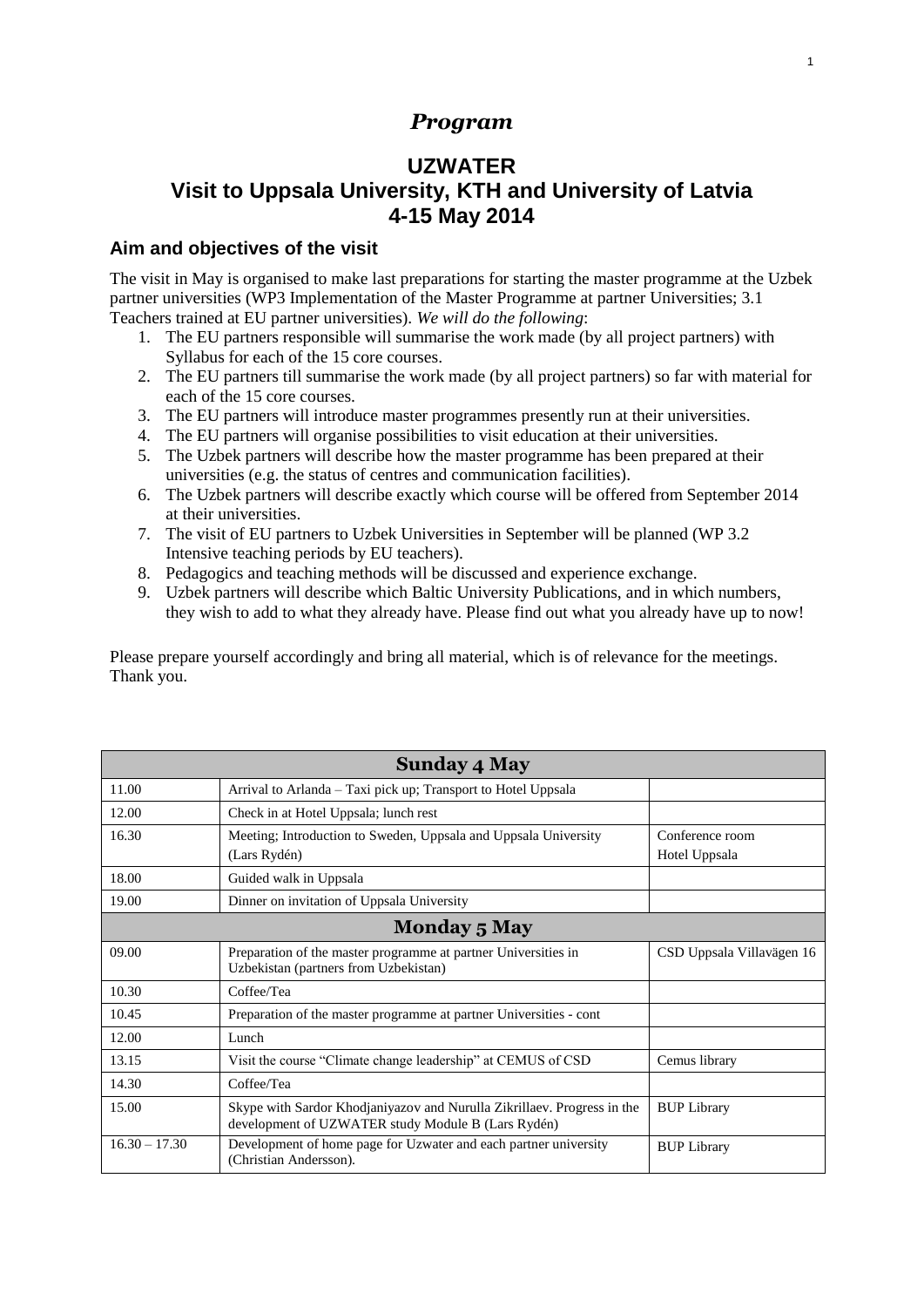# *Program*

## UZWATER
## Visit to Uppsala University, KTH and University of Latvia
## 4-15 May 2014

### Aim and objectives of the visit

The visit in May is organised to make last preparations for starting the master programme at the Uzbek partner universities (WP3 Implementation of the Master Programme at partner Universities; 3.1 Teachers trained at EU partner universities). *We will do the following*:

1. The EU partners responsible will summarise the work made (by all project partners) with Syllabus for each of the 15 core courses.
2. The EU partners till summarise the work made (by all project partners) so far with material for each of the 15 core courses.
3. The EU partners will introduce master programmes presently run at their universities.
4. The EU partners will organise possibilities to visit education at their universities.
5. The Uzbek partners will describe how the master programme has been prepared at their universities (e.g. the status of centres and communication facilities).
6. The Uzbek partners will describe exactly which course will be offered from September 2014 at their universities.
7. The visit of EU partners to Uzbek Universities in September will be planned (WP 3.2 Intensive teaching periods by EU teachers).
8. Pedagogics and teaching methods will be discussed and experience exchange.
9. Uzbek partners will describe which Baltic University Publications, and in which numbers, they wish to add to what they already have. Please find out what you already have up to now!

Please prepare yourself accordingly and bring all material, which is of relevance for the meetings. Thank you.

| **Sunday 4 May** | | |
|---|---|---|
| 11.00 | Arrival to Arlanda – Taxi pick up; Transport to Hotel Uppsala | |
| 12.00 | Check in at Hotel Uppsala; lunch rest | |
| 16.30 | Meeting; Introduction to Sweden, Uppsala and Uppsala University (Lars Rydén) | Conference room Hotel Uppsala |
| 18.00 | Guided walk in Uppsala | |
| 19.00 | Dinner on invitation of Uppsala University | |
| **Monday 5 May** | | |
| 09.00 | Preparation of the master programme at partner Universities in Uzbekistan (partners from Uzbekistan) | CSD Uppsala Villavägen 16 |
| 10.30 | Coffee/Tea | |
| 10.45 | Preparation of the master programme at partner Universities - cont | |
| 12.00 | Lunch | |
| 13.15 | Visit the course "Climate change leadership" at CEMUS of CSD | Cemus library |
| 14.30 | Coffee/Tea | |
| 15.00 | Skype with Sardor Khodjaniyazov and Nurulla Zikrillaev. Progress in the development of UZWATER study Module B (Lars Rydén) | BUP Library |
| 16.30 – 17.30 | Development of home page for Uzwater and each partner university (Christian Andersson). | BUP Library |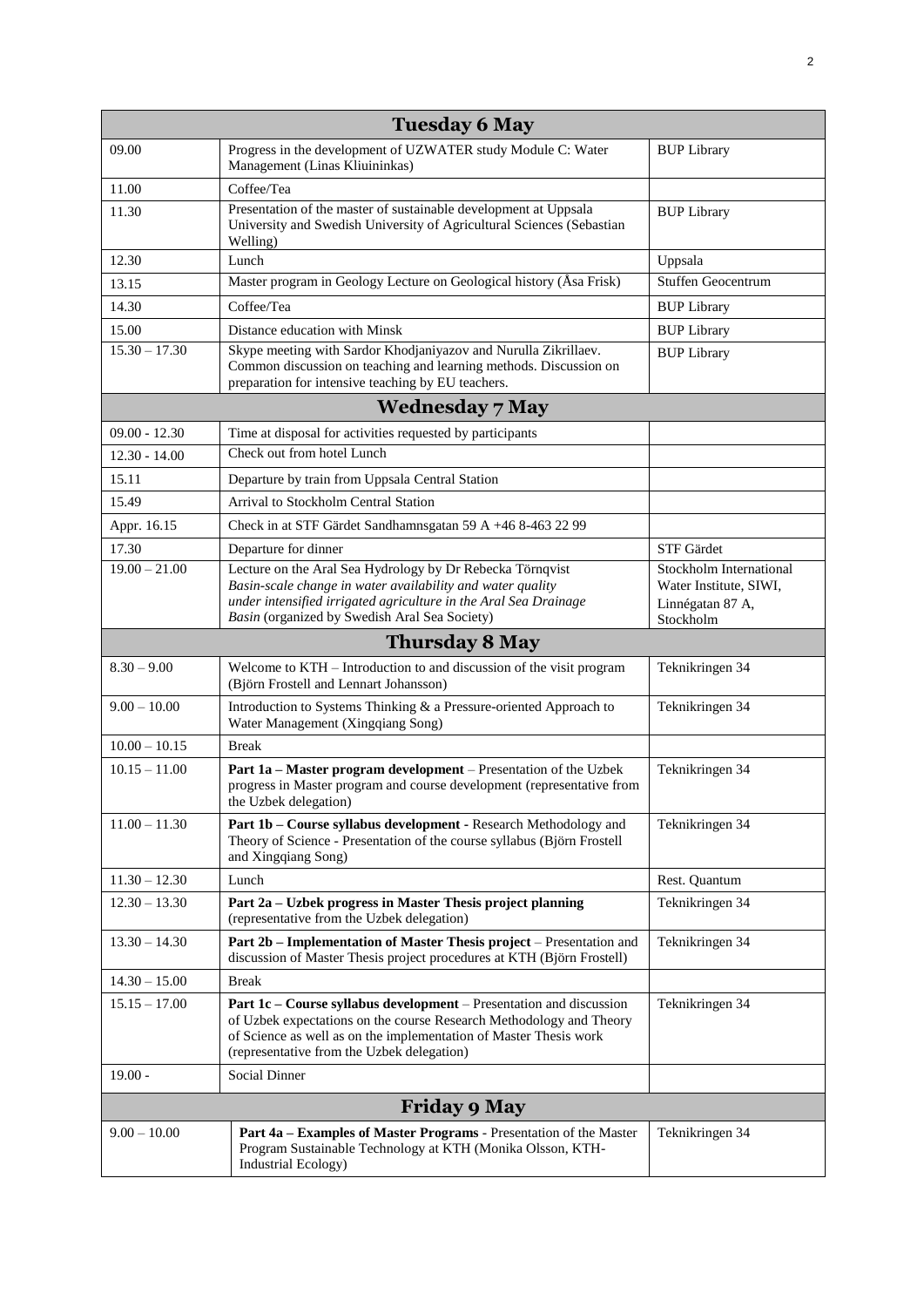| Tuesday 6 May | | |
|---|---|---|
| 09.00 | Progress in the development of UZWATER study Module C: Water Management (Linas Kliuininkas) | BUP Library |
| 11.00 | Coffee/Tea | |
| 11.30 | Presentation of the master of sustainable development at Uppsala University and Swedish University of Agricultural Sciences (Sebastian Welling) | BUP Library |
| 12.30 | Lunch | Uppsala |
| 13.15 | Master program in Geology Lecture on Geological history (Åsa Frisk) | Stuffen Geocentrum |
| 14.30 | Coffee/Tea | BUP Library |
| 15.00 | Distance education with Minsk | BUP Library |
| 15.30 – 17.30 | Skype meeting with Sardor Khodjaniyazov and Nurulla Zikrillaev. Common discussion on teaching and learning methods. Discussion on preparation for intensive teaching by EU teachers. | BUP Library |
| **Wednesday 7 May** | | |
| 09.00 - 12.30 | Time at disposal for activities requested by participants | |
| 12.30 - 14.00 | Check out from hotel Lunch | |
| 15.11 | Departure by train from Uppsala Central Station | |
| 15.49 | Arrival to Stockholm Central Station | |
| Appr. 16.15 | Check in at STF Gärdet Sandhamnsgatan 59 A +46 8-463 22 99 | |
| 17.30 | Departure for dinner | STF Gärdet |
| 19.00 – 21.00 | Lecture on the Aral Sea Hydrology by Dr Rebecka Törnqvist *Basin-scale change in water availability and water quality under intensified irrigated agriculture in the Aral Sea Drainage Basin* (organized by Swedish Aral Sea Society) | Stockholm International Water Institute, SIWI, Linnégatan 87 A, Stockholm |
| **Thursday 8 May** | | |
| 8.30 – 9.00 | Welcome to KTH – Introduction to and discussion of the visit program (Björn Frostell and Lennart Johansson) | Teknikringen 34 |
| 9.00 – 10.00 | Introduction to Systems Thinking & a Pressure-oriented Approach to Water Management (Xingqiang Song) | Teknikringen 34 |
| 10.00 – 10.15 | Break | |
| 10.15 – 11.00 | **Part 1a – Master program development** – Presentation of the Uzbek progress in Master program and course development (representative from the Uzbek delegation) | Teknikringen 34 |
| 11.00 – 11.30 | **Part 1b – Course syllabus development** - Research Methodology and Theory of Science - Presentation of the course syllabus (Björn Frostell and Xingqiang Song) | Teknikringen 34 |
| 11.30 – 12.30 | Lunch | Rest. Quantum |
| 12.30 – 13.30 | **Part 2a – Uzbek progress in Master Thesis project planning** (representative from the Uzbek delegation) | Teknikringen 34 |
| 13.30 – 14.30 | **Part 2b – Implementation of Master Thesis project** – Presentation and discussion of Master Thesis project procedures at KTH (Björn Frostell) | Teknikringen 34 |
| 14.30 – 15.00 | Break | |
| 15.15 – 17.00 | **Part 1c – Course syllabus development** – Presentation and discussion of Uzbek expectations on the course Research Methodology and Theory of Science as well as on the implementation of Master Thesis work (representative from the Uzbek delegation) | Teknikringen 34 |
| 19.00 - | Social Dinner | |
| **Friday 9 May** | | |
| 9.00 – 10.00 | **Part 4a – Examples of Master Programs** - Presentation of the Master Program Sustainable Technology at KTH (Monika Olsson, KTH-Industrial Ecology) | Teknikringen 34 |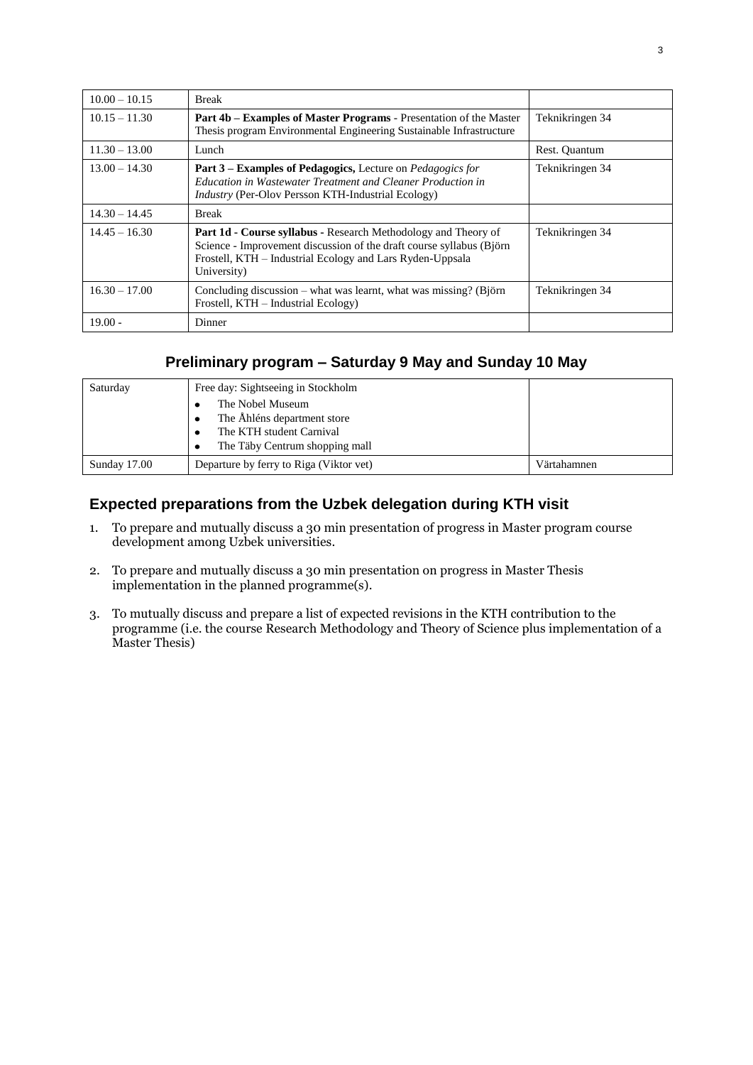| | | |
|---|---|---|
| 10.00 – 10.15 | Break | |
| 10.15 – 11.30 | **Part 4b – Examples of Master Programs** - Presentation of the Master Thesis program Environmental Engineering Sustainable Infrastructure | Teknikringen 34 |
| 11.30 – 13.00 | Lunch | Rest. Quantum |
| 13.00 – 14.30 | **Part 3 – Examples of Pedagogics,** Lecture on *Pedagogics for Education in Wastewater Treatment and Cleaner Production in Industry* (Per-Olov Persson KTH-Industrial Ecology) | Teknikringen 34 |
| 14.30 – 14.45 | Break | |
| 14.45 – 16.30 | **Part 1d - Course syllabus -** Research Methodology and Theory of Science - Improvement discussion of the draft course syllabus (Björn Frostell, KTH – Industrial Ecology and Lars Ryden-Uppsala University) | Teknikringen 34 |
| 16.30 – 17.00 | Concluding discussion – what was learnt, what was missing? (Björn Frostell, KTH – Industrial Ecology) | Teknikringen 34 |
| 19.00 - | Dinner | |

## Preliminary program – Saturday 9 May and Sunday 10 May

| | | |
|---|---|---|
| Saturday | Free day: Sightseeing in Stockholm<br>• The Nobel Museum<br>• The Åhléns department store<br>• The KTH student Carnival<br>• The Täby Centrum shopping mall | |
| Sunday 17.00 | Departure by ferry to Riga (Viktor vet) | Värtahamnen |

## Expected preparations from the Uzbek delegation during KTH visit

1. To prepare and mutually discuss a 30 min presentation of progress in Master program course development among Uzbek universities.

2. To prepare and mutually discuss a 30 min presentation on progress in Master Thesis implementation in the planned programme(s).

3. To mutually discuss and prepare a list of expected revisions in the KTH contribution to the programme (i.e. the course Research Methodology and Theory of Science plus implementation of a Master Thesis)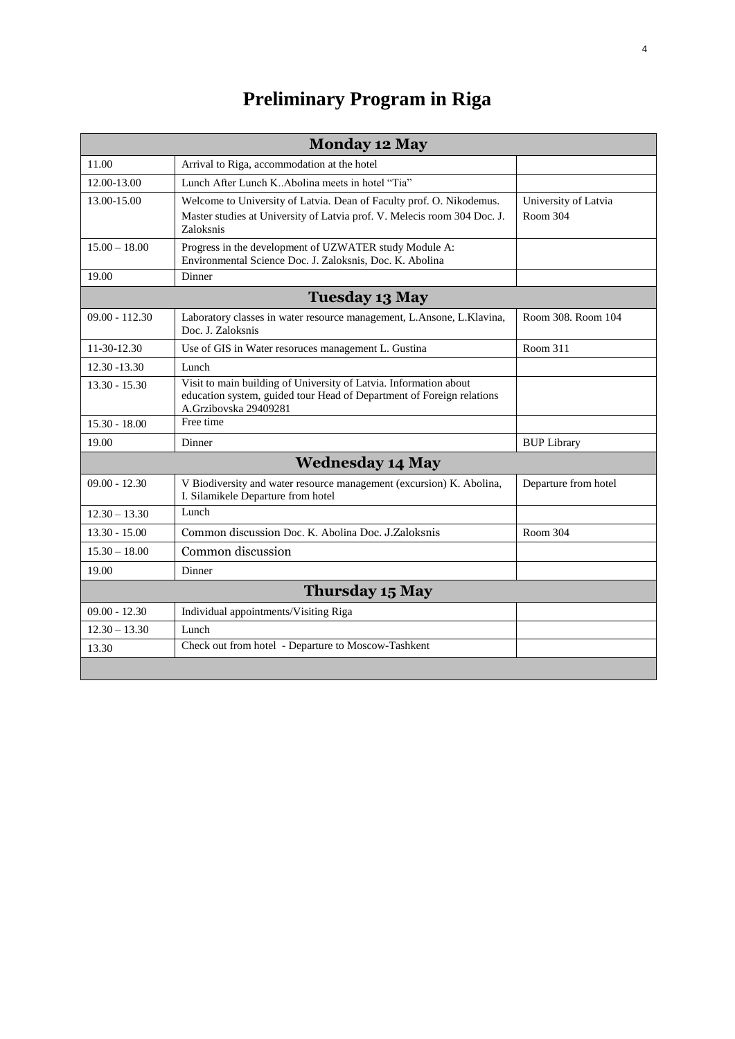# Preliminary Program in Riga

| | | |
|---|---|---|
| **Monday 12 May** | | |
| 11.00 | Arrival to Riga, accommodation at the hotel | |
| 12.00-13.00 | Lunch After Lunch K..Abolina meets in hotel "Tia" | |
| 13.00-15.00 | Welcome to University of Latvia. Dean of Faculty prof. O. Nikodemus. Master studies at University of Latvia prof. V. Melecis room 304 Doc. J. Zaloksnis | University of Latvia Room 304 |
| 15.00 – 18.00 | Progress in the development of UZWATER study Module A: Environmental Science Doc. J. Zaloksnis, Doc. K. Abolina | |
| 19.00 | Dinner | |
| **Tuesday 13 May** | | |
| 09.00 - 112.30 | Laboratory classes in water resource management, L.Ansone, L.Klavina, Doc. J. Zaloksnis | Room 308. Room 104 |
| 11-30-12.30 | Use of GIS in Water resoruces management L. Gustina | Room 311 |
| 12.30 -13.30 | Lunch | |
| 13.30 - 15.30 | Visit to main building of University of Latvia. Information about education system, guided tour Head of Department of Foreign relations A.Grzibovska 29409281 | |
| 15.30 - 18.00 | Free time | |
| 19.00 | Dinner | BUP Library |
| **Wednesday 14 May** | | |
| 09.00 - 12.30 | V Biodiversity and water resource management (excursion) K. Abolina, I. Silamikele Departure from hotel | Departure from hotel |
| 12.30 – 13.30 | Lunch | |
| 13.30 - 15.00 | Common discussion Doc. K. Abolina Doc. J.Zaloksnis | Room 304 |
| 15.30 – 18.00 | Common discussion | |
| 19.00 | Dinner | |
| **Thursday 15 May** | | |
| 09.00 - 12.30 | Individual appointments/Visiting Riga | |
| 12.30 – 13.30 | Lunch | |
| 13.30 | Check out from hotel - Departure to Moscow-Tashkent | |